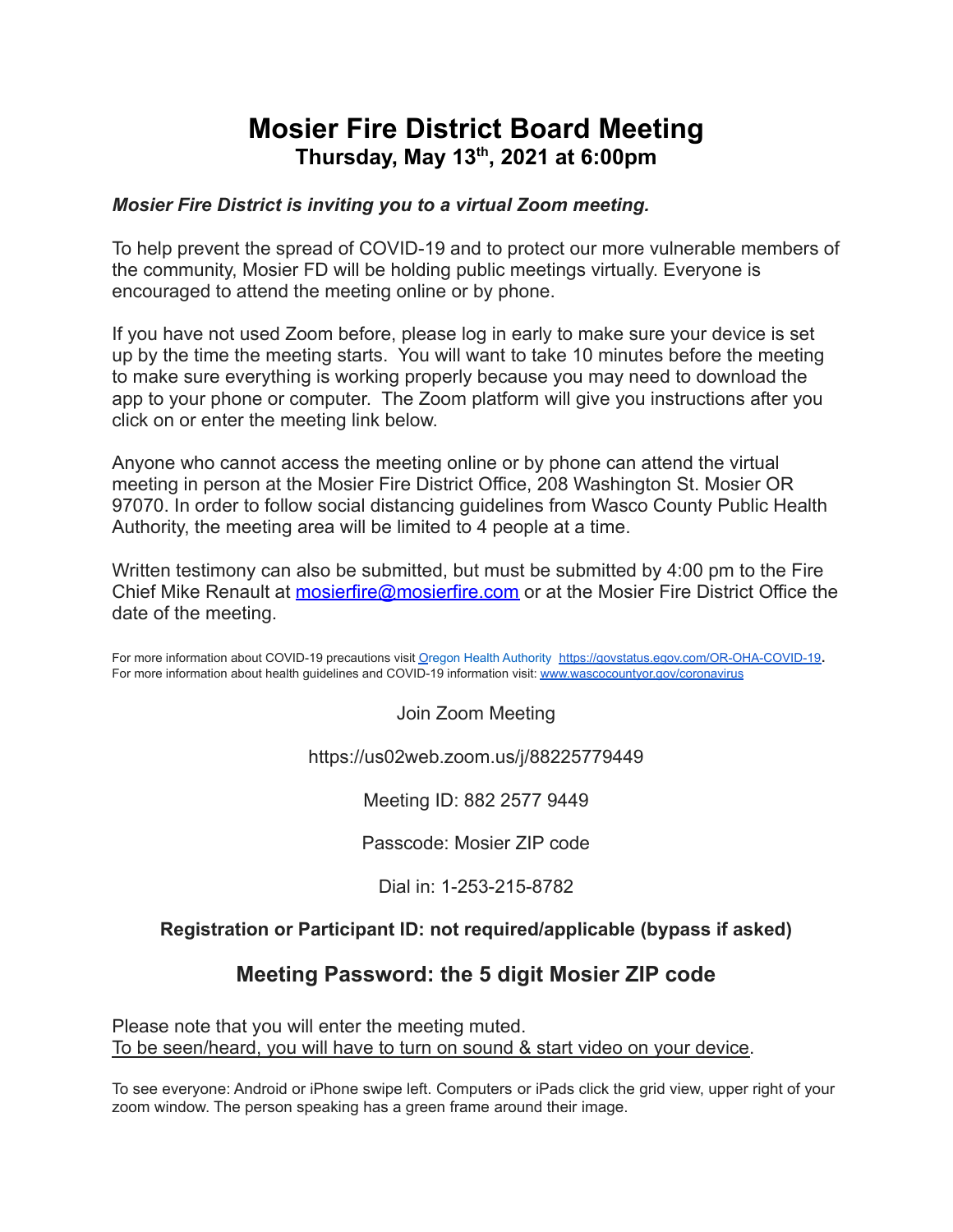# Mosier Fire District Board Meeting

## Thursday, May 13th, 2021 at 6:00pm

***Mosier Fire District is inviting you to a virtual Zoom meeting.***

To help prevent the spread of COVID-19 and to protect our more vulnerable members of the community, Mosier FD will be holding public meetings virtually. Everyone is encouraged to attend the meeting online or by phone.

If you have not used Zoom before, please log in early to make sure your device is set up by the time the meeting starts. You will want to take 10 minutes before the meeting to make sure everything is working properly because you may need to download the app to your phone or computer. The Zoom platform will give you instructions after you click on or enter the meeting link below.

Anyone who cannot access the meeting online or by phone can attend the virtual meeting in person at the Mosier Fire District Office, 208 Washington St. Mosier OR 97070. In order to follow social distancing guidelines from Wasco County Public Health Authority, the meeting area will be limited to 4 people at a time.

Written testimony can also be submitted, but must be submitted by 4:00 pm to the Fire Chief Mike Renault at mosierfire@mosierfire.com or at the Mosier Fire District Office the date of the meeting.

For more information about COVID-19 precautions visit Oregon Health Authority https://govstatus.egov.com/OR-OHA-COVID-19.
For more information about health guidelines and COVID-19 information visit: www.wascocountyor.gov/coronavirus

Join Zoom Meeting

https://us02web.zoom.us/j/88225779449

Meeting ID: 882 2577 9449

Passcode: Mosier ZIP code

Dial in: 1-253-215-8782

**Registration or Participant ID: not required/applicable (bypass if asked)**

### Meeting Password: the 5 digit Mosier ZIP code

Please note that you will enter the meeting muted.
To be seen/heard, you will have to turn on sound & start video on your device.

To see everyone: Android or iPhone swipe left. Computers or iPads click the grid view, upper right of your zoom window. The person speaking has a green frame around their image.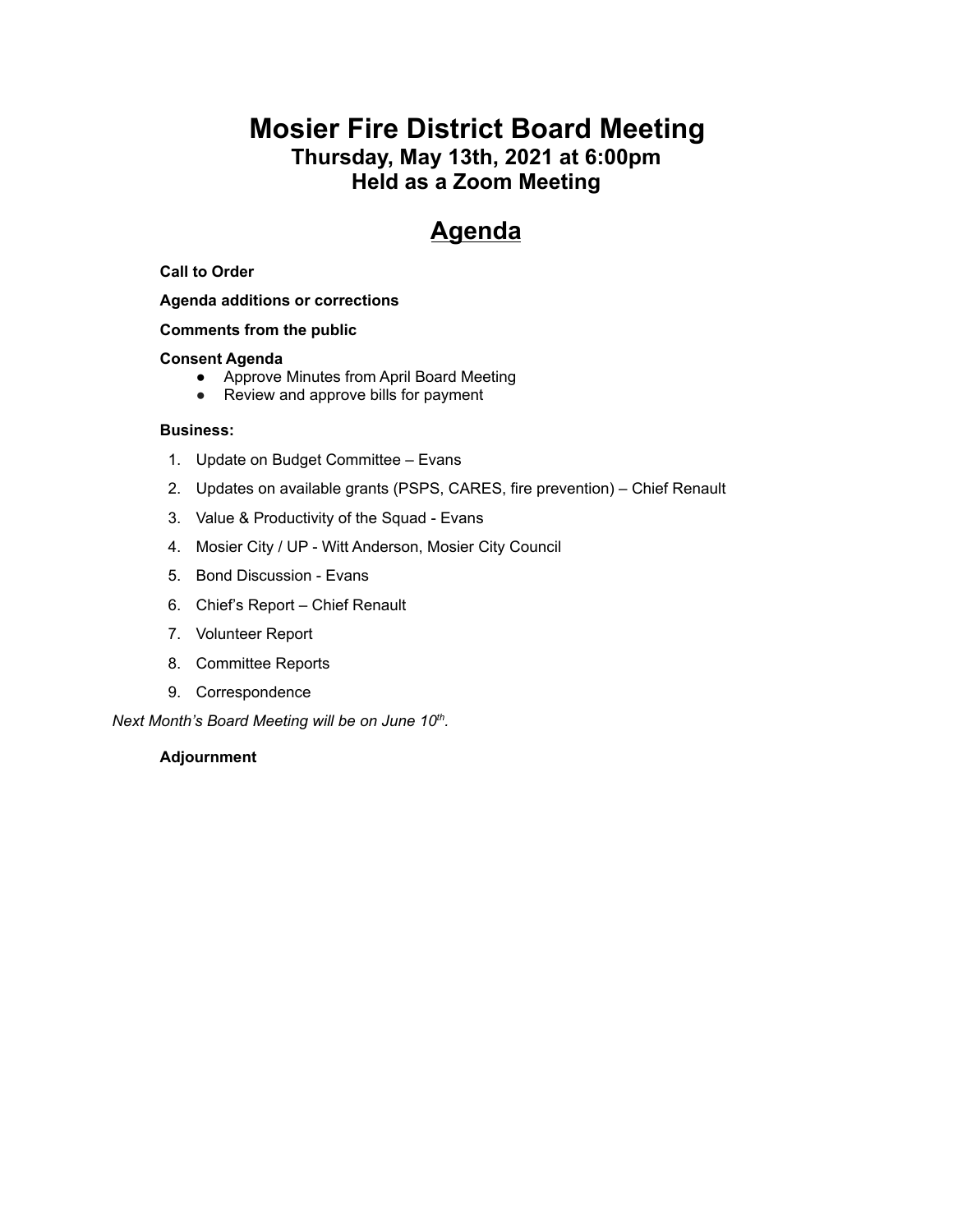# Mosier Fire District Board Meeting

## Thursday, May 13th, 2021 at 6:00pm

## Held as a Zoom Meeting

# Agenda

**Call to Order**

**Agenda additions or corrections**

**Comments from the public**

**Consent Agenda**

- Approve Minutes from April Board Meeting
- Review and approve bills for payment

**Business:**

1. Update on Budget Committee – Evans
2. Updates on available grants (PSPS, CARES, fire prevention) – Chief Renault
3. Value & Productivity of the Squad - Evans
4. Mosier City / UP - Witt Anderson, Mosier City Council
5. Bond Discussion - Evans
6. Chief's Report – Chief Renault
7. Volunteer Report
8. Committee Reports
9. Correspondence

*Next Month's Board Meeting will be on June 10th.*

**Adjournment**